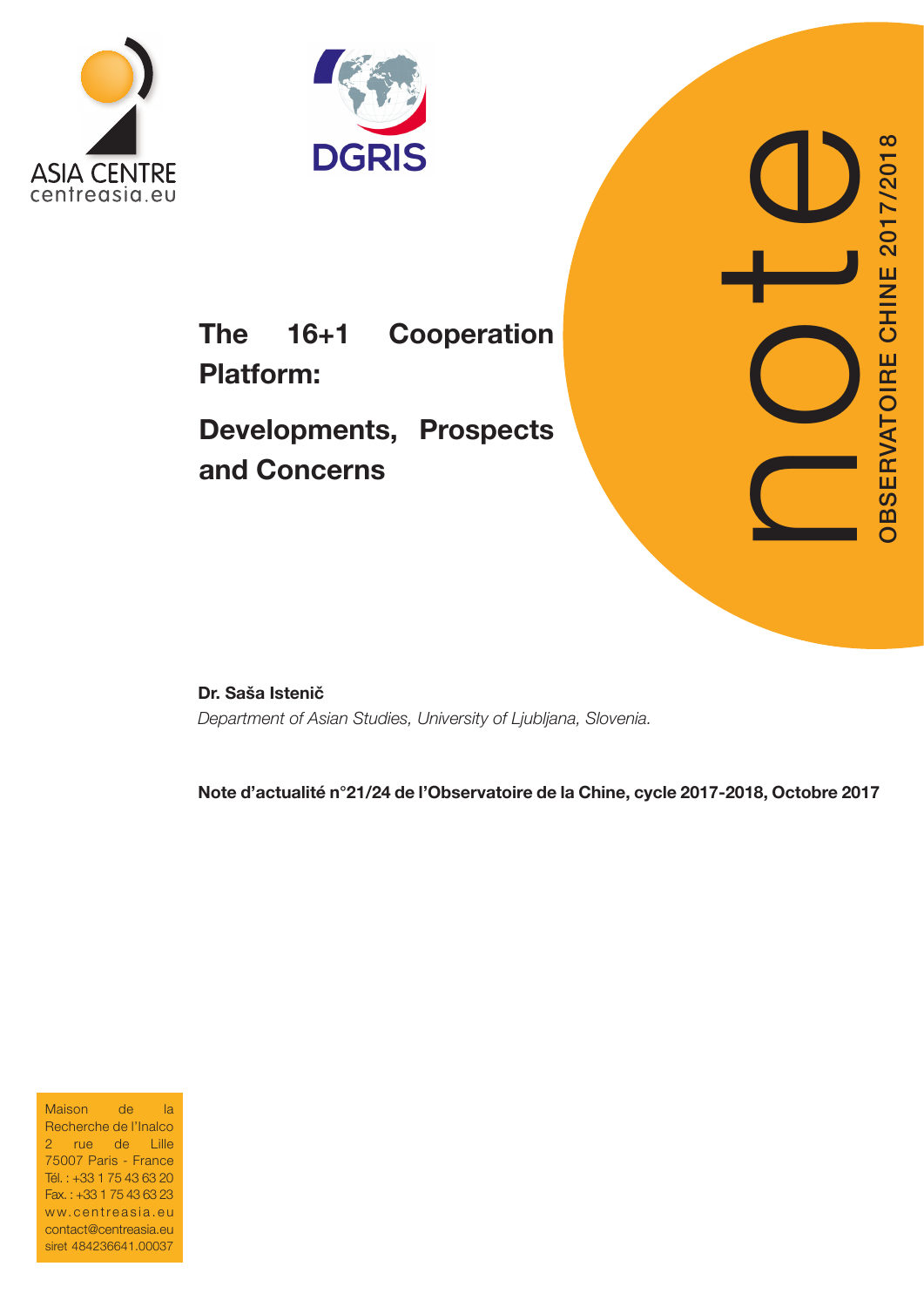ASIA CENTRE
centreasia.eu

DGRIS

# The 16+1 Cooperation Platform:

## Developments, Prospects and Concerns

note

OBSERVATOIRE CHINE 2017/2018

**Dr. Saša Istenič**

*Department of Asian Studies, University of Ljubljana, Slovenia.*

**Note d'actualité n°21/24 de l'Observatoire de la Chine, cycle 2017-2018, Octobre 2017**

Maison de la Recherche de l'Inalco
2 rue de Lille
75007 Paris - France
Tél. : +33 1 75 43 63 20
Fax. : +33 1 75 43 63 23
ww.centreasia.eu
contact@centreasia.eu
siret 484236641.00037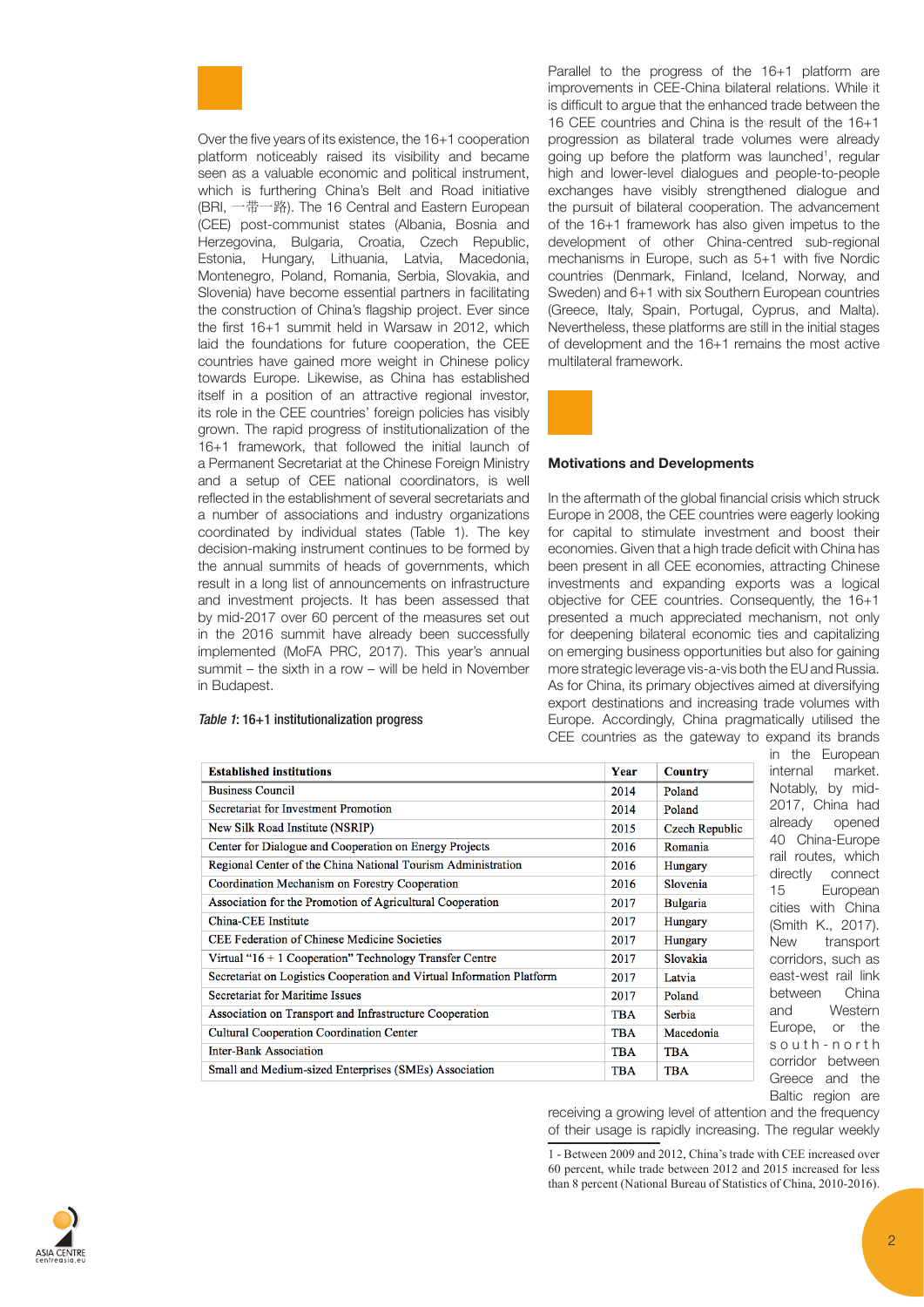Over the five years of its existence, the 16+1 cooperation platform noticeably raised its visibility and became seen as a valuable economic and political instrument, which is furthering China's Belt and Road initiative (BRI, 一带一路). The 16 Central and Eastern European (CEE) post-communist states (Albania, Bosnia and Herzegovina, Bulgaria, Croatia, Czech Republic, Estonia, Hungary, Lithuania, Latvia, Macedonia, Montenegro, Poland, Romania, Serbia, Slovakia, and Slovenia) have become essential partners in facilitating the construction of China's flagship project. Ever since the first 16+1 summit held in Warsaw in 2012, which laid the foundations for future cooperation, the CEE countries have gained more weight in Chinese policy towards Europe. Likewise, as China has established itself in a position of an attractive regional investor, its role in the CEE countries' foreign policies has visibly grown. The rapid progress of institutionalization of the 16+1 framework, that followed the initial launch of a Permanent Secretariat at the Chinese Foreign Ministry and a setup of CEE national coordinators, is well reflected in the establishment of several secretariats and a number of associations and industry organizations coordinated by individual states (Table 1). The key decision-making instrument continues to be formed by the annual summits of heads of governments, which result in a long list of announcements on infrastructure and investment projects. It has been assessed that by mid-2017 over 60 percent of the measures set out in the 2016 summit have already been successfully implemented (MoFA PRC, 2017). This year's annual summit – the sixth in a row – will be held in November in Budapest.

*Table 1*: 16+1 institutionalization progress

| Established institutions | Year | Country |
|---|---|---|
| Business Council | 2014 | Poland |
| Secretariat for Investment Promotion | 2014 | Poland |
| New Silk Road Institute (NSRIP) | 2015 | Czech Republic |
| Center for Dialogue and Cooperation on Energy Projects | 2016 | Romania |
| Regional Center of the China National Tourism Administration | 2016 | Hungary |
| Coordination Mechanism on Forestry Cooperation | 2016 | Slovenia |
| Association for the Promotion of Agricultural Cooperation | 2017 | Bulgaria |
| China-CEE Institute | 2017 | Hungary |
| CEE Federation of Chinese Medicine Societies | 2017 | Hungary |
| Virtual "16 + 1 Cooperation" Technology Transfer Centre | 2017 | Slovakia |
| Secretariat on Logistics Cooperation and Virtual Information Platform | 2017 | Latvia |
| Secretariat for Maritime Issues | 2017 | Poland |
| Association on Transport and Infrastructure Cooperation | TBA | Serbia |
| Cultural Cooperation Coordination Center | TBA | Macedonia |
| Inter-Bank Association | TBA | TBA |
| Small and Medium-sized Enterprises (SMEs) Association | TBA | TBA |

Parallel to the progress of the 16+1 platform are improvements in CEE-China bilateral relations. While it is difficult to argue that the enhanced trade between the 16 CEE countries and China is the result of the 16+1 progression as bilateral trade volumes were already going up before the platform was launched[1], regular high and lower-level dialogues and people-to-people exchanges have visibly strengthened dialogue and the pursuit of bilateral cooperation. The advancement of the 16+1 framework has also given impetus to the development of other China-centred sub-regional mechanisms in Europe, such as 5+1 with five Nordic countries (Denmark, Finland, Iceland, Norway, and Sweden) and 6+1 with six Southern European countries (Greece, Italy, Spain, Portugal, Cyprus, and Malta). Nevertheless, these platforms are still in the initial stages of development and the 16+1 remains the most active multilateral framework.

## Motivations and Developments

In the aftermath of the global financial crisis which struck Europe in 2008, the CEE countries were eagerly looking for capital to stimulate investment and boost their economies. Given that a high trade deficit with China has been present in all CEE economies, attracting Chinese investments and expanding exports was a logical objective for CEE countries. Consequently, the 16+1 presented a much appreciated mechanism, not only for deepening bilateral economic ties and capitalizing on emerging business opportunities but also for gaining more strategic leverage vis-a-vis both the EU and Russia. As for China, its primary objectives aimed at diversifying export destinations and increasing trade volumes with Europe. Accordingly, China pragmatically utilised the CEE countries as the gateway to expand its brands in the European internal market. Notably, by mid-2017, China had already opened 40 China-Europe rail routes, which directly connect 15 European cities with China (Smith K., 2017). New transport corridors, such as east-west rail link between China and Western Europe, or the south-north corridor between Greece and the Baltic region are receiving a growing level of attention and the frequency of their usage is rapidly increasing. The regular weekly

1 - Between 2009 and 2012, China's trade with CEE increased over 60 percent, while trade between 2012 and 2015 increased for less than 8 percent (National Bureau of Statistics of China, 2010-2016).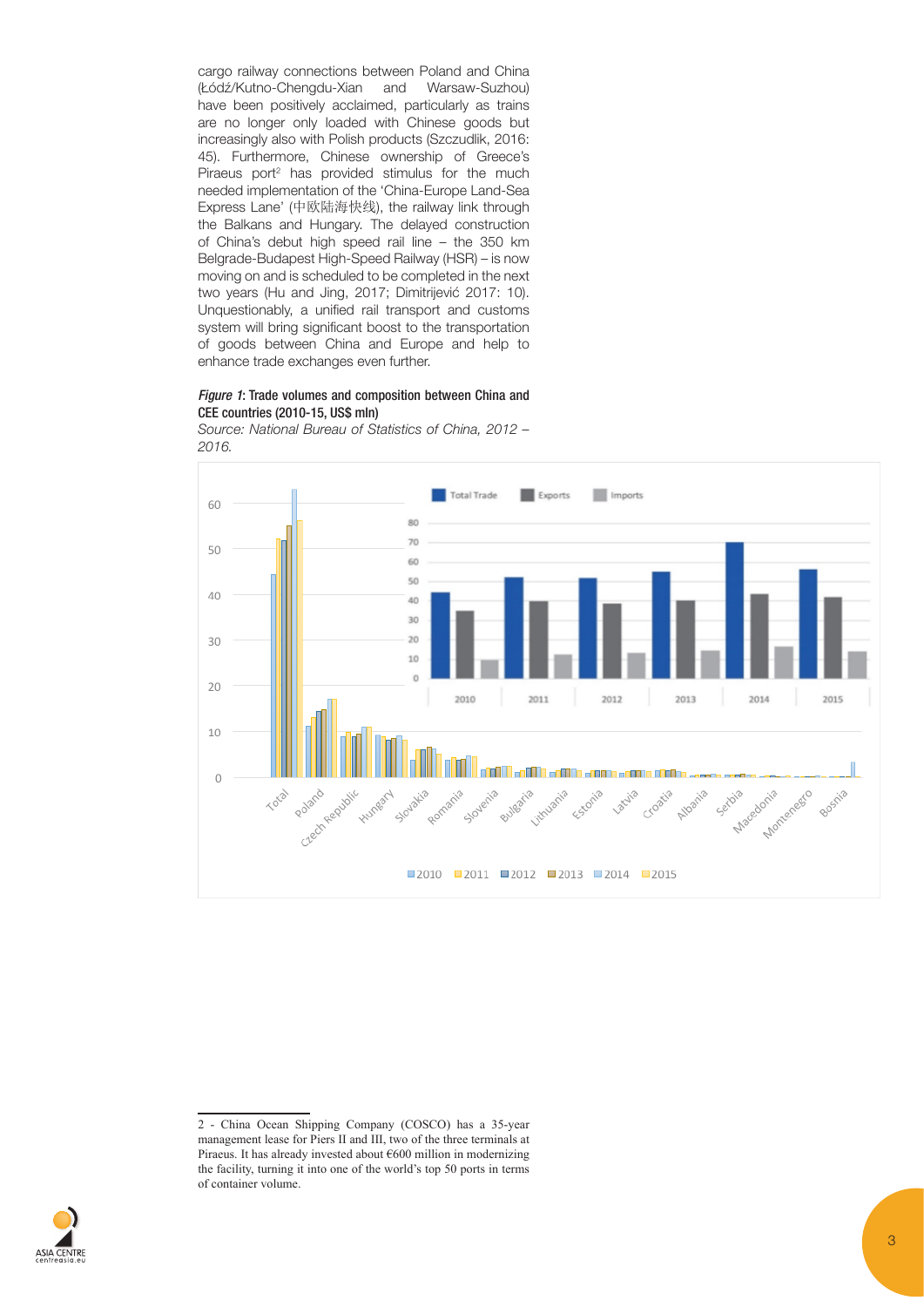cargo railway connections between Poland and China (Łódź/Kutno-Chengdu-Xian and Warsaw-Suzhou) have been positively acclaimed, particularly as trains are no longer only loaded with Chinese goods but increasingly also with Polish products (Szczudlik, 2016: 45). Furthermore, Chinese ownership of Greece's Piraeus port[2] has provided stimulus for the much needed implementation of the 'China-Europe Land-Sea Express Lane' (中欧陆海快线), the railway link through the Balkans and Hungary. The delayed construction of China's debut high speed rail line – the 350 km Belgrade-Budapest High-Speed Railway (HSR) – is now moving on and is scheduled to be completed in the next two years (Hu and Jing, 2017; Dimitrijević 2017: 10). Unquestionably, a unified rail transport and customs system will bring significant boost to the transportation of goods between China and Europe and help to enhance trade exchanges even further.

*Figure 1*: **Trade volumes and composition between China and CEE countries (2010-15, US$ mln)**

*Source: National Bureau of Statistics of China, 2012 – 2016.*

---

2 - China Ocean Shipping Company (COSCO) has a 35-year management lease for Piers II and III, two of the three terminals at Piraeus. It has already invested about €600 million in modernizing the facility, turning it into one of the world's top 50 ports in terms of container volume.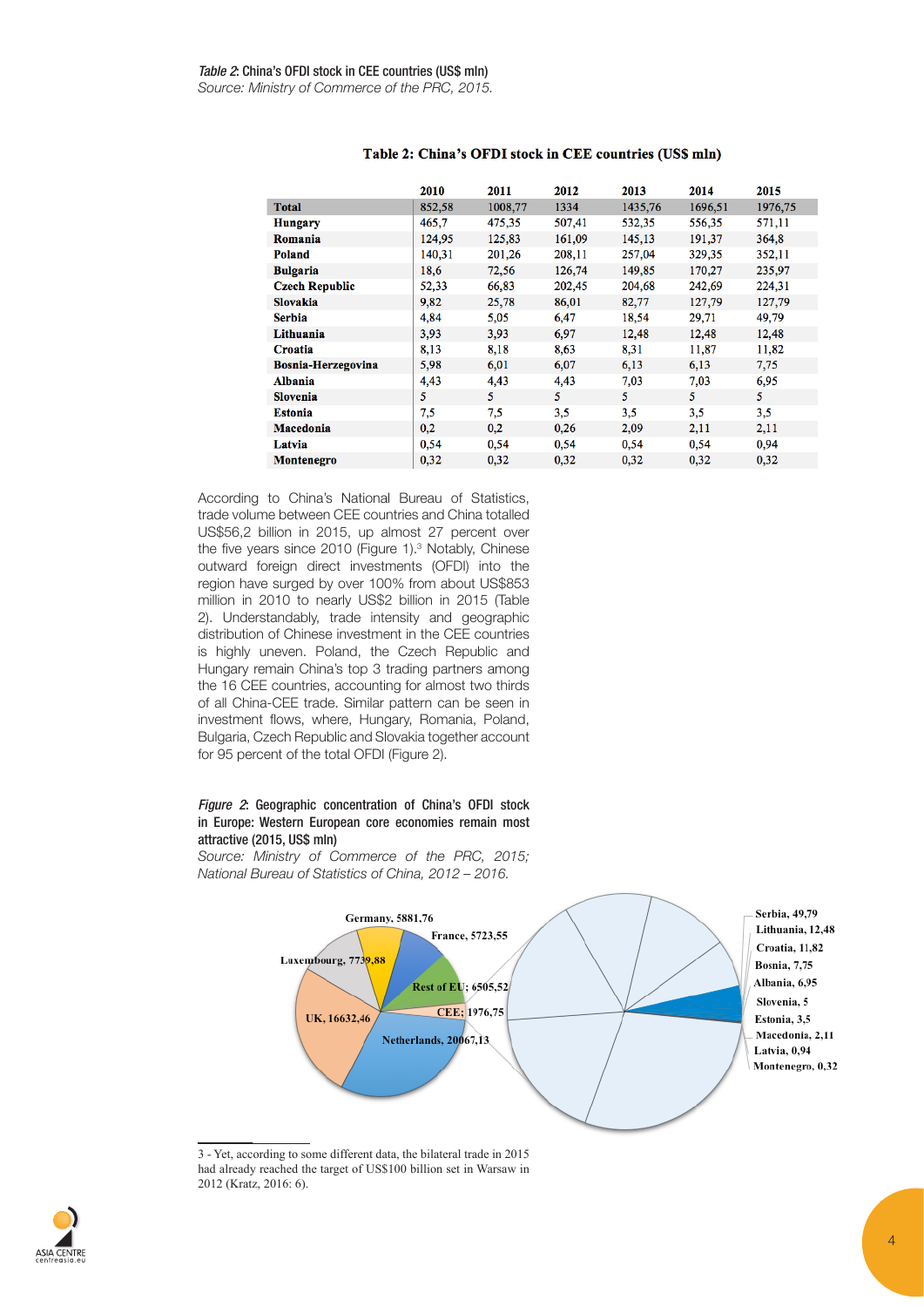*Table 2*: China's OFDI stock in CEE countries (US$ mln)
*Source: Ministry of Commerce of the PRC, 2015.*

**Table 2: China's OFDI stock in CEE countries (US$ mln)**

| | 2010 | 2011 | 2012 | 2013 | 2014 | 2015 |
|---|---|---|---|---|---|---|
| **Total** | 852,58 | 1008,77 | 1334 | 1435,76 | 1696,51 | 1976,75 |
| **Hungary** | 465,7 | 475,35 | 507,41 | 532,35 | 556,35 | 571,11 |
| **Romania** | 124,95 | 125,83 | 161,09 | 145,13 | 191,37 | 364,8 |
| **Poland** | 140,31 | 201,26 | 208,11 | 257,04 | 329,35 | 352,11 |
| **Bulgaria** | 18,6 | 72,56 | 126,74 | 149,85 | 170,27 | 235,97 |
| **Czech Republic** | 52,33 | 66,83 | 202,45 | 204,68 | 242,69 | 224,31 |
| **Slovakia** | 9,82 | 25,78 | 86,01 | 82,77 | 127,79 | 127,79 |
| **Serbia** | 4,84 | 5,05 | 6,47 | 18,54 | 29,71 | 49,79 |
| **Lithuania** | 3,93 | 3,93 | 6,97 | 12,48 | 12,48 | 12,48 |
| **Croatia** | 8,13 | 8,18 | 8,63 | 8,31 | 11,87 | 11,82 |
| **Bosnia-Herzegovina** | 5,98 | 6,01 | 6,07 | 6,13 | 6,13 | 7,75 |
| **Albania** | 4,43 | 4,43 | 4,43 | 7,03 | 7,03 | 6,95 |
| **Slovenia** | 5 | 5 | 5 | 5 | 5 | 5 |
| **Estonia** | 7,5 | 7,5 | 3,5 | 3,5 | 3,5 | 3,5 |
| **Macedonia** | 0,2 | 0,2 | 0,26 | 2,09 | 2,11 | 2,11 |
| **Latvia** | 0,54 | 0,54 | 0,54 | 0,54 | 0,54 | 0,94 |
| **Montenegro** | 0,32 | 0,32 | 0,32 | 0,32 | 0,32 | 0,32 |

According to China's National Bureau of Statistics, trade volume between CEE countries and China totalled US$56,2 billion in 2015, up almost 27 percent over the five years since 2010 (Figure 1).[3] Notably, Chinese outward foreign direct investments (OFDI) into the region have surged by over 100% from about US$853 million in 2010 to nearly US$2 billion in 2015 (Table 2). Understandably, trade intensity and geographic distribution of Chinese investment in the CEE countries is highly uneven. Poland, the Czech Republic and Hungary remain China's top 3 trading partners among the 16 CEE countries, accounting for almost two thirds of all China-CEE trade. Similar pattern can be seen in investment flows, where, Hungary, Romania, Poland, Bulgaria, Czech Republic and Slovakia together account for 95 percent of the total OFDI (Figure 2).

*Figure 2*: Geographic concentration of China's OFDI stock in Europe: Western European core economies remain most attractive (2015, US$ mln)
*Source: Ministry of Commerce of the PRC, 2015; National Bureau of Statistics of China, 2012 – 2016.*

3 - Yet, according to some different data, the bilateral trade in 2015 had already reached the target of US$100 billion set in Warsaw in 2012 (Kratz, 2016: 6).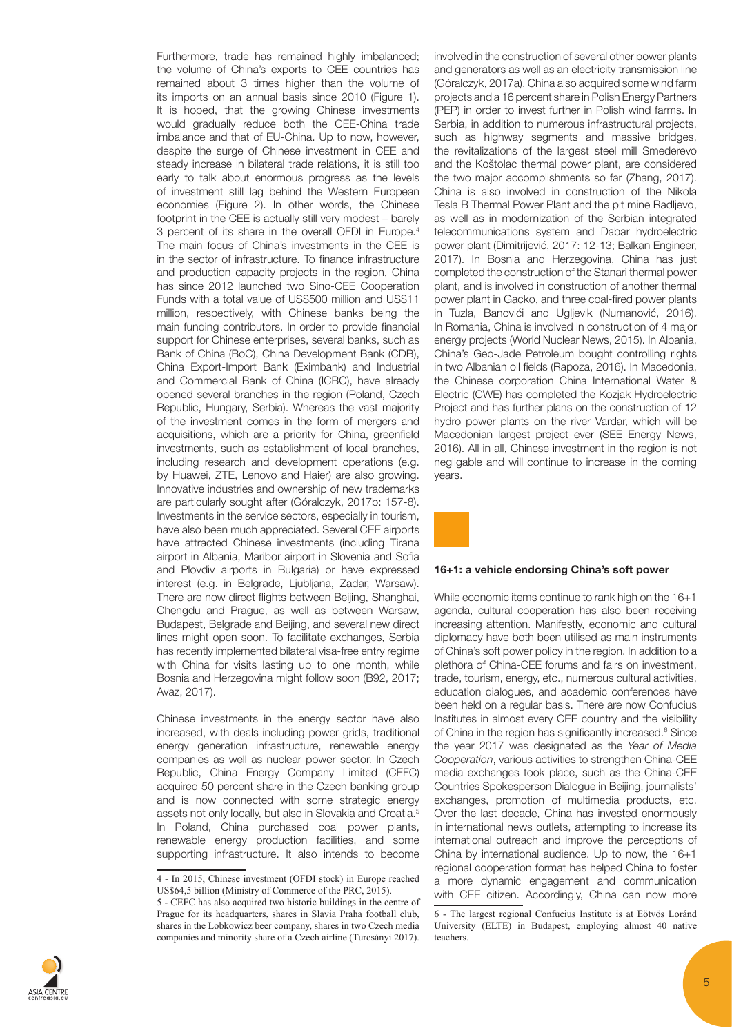Furthermore, trade has remained highly imbalanced; the volume of China's exports to CEE countries has remained about 3 times higher than the volume of its imports on an annual basis since 2010 (Figure 1). It is hoped, that the growing Chinese investments would gradually reduce both the CEE-China trade imbalance and that of EU-China. Up to now, however, despite the surge of Chinese investment in CEE and steady increase in bilateral trade relations, it is still too early to talk about enormous progress as the levels of investment still lag behind the Western European economies (Figure 2). In other words, the Chinese footprint in the CEE is actually still very modest – barely 3 percent of its share in the overall OFDI in Europe.[4] The main focus of China's investments in the CEE is in the sector of infrastructure. To finance infrastructure and production capacity projects in the region, China has since 2012 launched two Sino-CEE Cooperation Funds with a total value of US$500 million and US$11 million, respectively, with Chinese banks being the main funding contributors. In order to provide financial support for Chinese enterprises, several banks, such as Bank of China (BoC), China Development Bank (CDB), China Export-Import Bank (Eximbank) and Industrial and Commercial Bank of China (ICBC), have already opened several branches in the region (Poland, Czech Republic, Hungary, Serbia). Whereas the vast majority of the investment comes in the form of mergers and acquisitions, which are a priority for China, greenfield investments, such as establishment of local branches, including research and development operations (e.g. by Huawei, ZTE, Lenovo and Haier) are also growing. Innovative industries and ownership of new trademarks are particularly sought after (Góralczyk, 2017b: 157-8). Investments in the service sectors, especially in tourism, have also been much appreciated. Several CEE airports have attracted Chinese investments (including Tirana airport in Albania, Maribor airport in Slovenia and Sofia and Plovdiv airports in Bulgaria) or have expressed interest (e.g. in Belgrade, Ljubljana, Zadar, Warsaw). There are now direct flights between Beijing, Shanghai, Chengdu and Prague, as well as between Warsaw, Budapest, Belgrade and Beijing, and several new direct lines might open soon. To facilitate exchanges, Serbia has recently implemented bilateral visa-free entry regime with China for visits lasting up to one month, while Bosnia and Herzegovina might follow soon (B92, 2017; Avaz, 2017).

Chinese investments in the energy sector have also increased, with deals including power grids, traditional energy generation infrastructure, renewable energy companies as well as nuclear power sector. In Czech Republic, China Energy Company Limited (CEFC) acquired 50 percent share in the Czech banking group and is now connected with some strategic energy assets not only locally, but also in Slovakia and Croatia.[5] In Poland, China purchased coal power plants, renewable energy production facilities, and some supporting infrastructure. It also intends to become involved in the construction of several other power plants and generators as well as an electricity transmission line (Góralczyk, 2017a). China also acquired some wind farm projects and a 16 percent share in Polish Energy Partners (PEP) in order to invest further in Polish wind farms. In Serbia, in addition to numerous infrastructural projects, such as highway segments and massive bridges, the revitalizations of the largest steel mill Smederevo and the Koštolac thermal power plant, are considered the two major accomplishments so far (Zhang, 2017). China is also involved in construction of the Nikola Tesla B Thermal Power Plant and the pit mine Radljevo, as well as in modernization of the Serbian integrated telecommunications system and Dabar hydroelectric power plant (Dimitrijević, 2017: 12-13; Balkan Engineer, 2017). In Bosnia and Herzegovina, China has just completed the construction of the Stanari thermal power plant, and is involved in construction of another thermal power plant in Gacko, and three coal-fired power plants in Tuzla, Banovići and Ugljevik (Numanović, 2016). In Romania, China is involved in construction of 4 major energy projects (World Nuclear News, 2015). In Albania, China's Geo-Jade Petroleum bought controlling rights in two Albanian oil fields (Rapoza, 2016). In Macedonia, the Chinese corporation China International Water & Electric (CWE) has completed the Kozjak Hydroelectric Project and has further plans on the construction of 12 hydro power plants on the river Vardar, which will be Macedonian largest project ever (SEE Energy News, 2016). All in all, Chinese investment in the region is not negligable and will continue to increase in the coming years.

## 16+1: a vehicle endorsing China's soft power

While economic items continue to rank high on the 16+1 agenda, cultural cooperation has also been receiving increasing attention. Manifestly, economic and cultural diplomacy have both been utilised as main instruments of China's soft power policy in the region. In addition to a plethora of China-CEE forums and fairs on investment, trade, tourism, energy, etc., numerous cultural activities, education dialogues, and academic conferences have been held on a regular basis. There are now Confucius Institutes in almost every CEE country and the visibility of China in the region has significantly increased.[6] Since the year 2017 was designated as the *Year of Media Cooperation*, various activities to strengthen China-CEE media exchanges took place, such as the China-CEE Countries Spokesperson Dialogue in Beijing, journalists' exchanges, promotion of multimedia products, etc. Over the last decade, China has invested enormously in international news outlets, attempting to increase its international outreach and improve the perceptions of China by international audience. Up to now, the 16+1 regional cooperation format has helped China to foster a more dynamic engagement and communication with CEE citizen. Accordingly, China can now more

---

[4] - In 2015, Chinese investment (OFDI stock) in Europe reached US$64,5 billion (Ministry of Commerce of the PRC, 2015).

[5] - CEFC has also acquired two historic buildings in the centre of Prague for its headquarters, shares in Slavia Praha football club, shares in the Lobkowicz beer company, shares in two Czech media companies and minority share of a Czech airline (Turcsányi 2017).

[6] - The largest regional Confucius Institute is at Eötvös Loránd University (ELTE) in Budapest, employing almost 40 native teachers.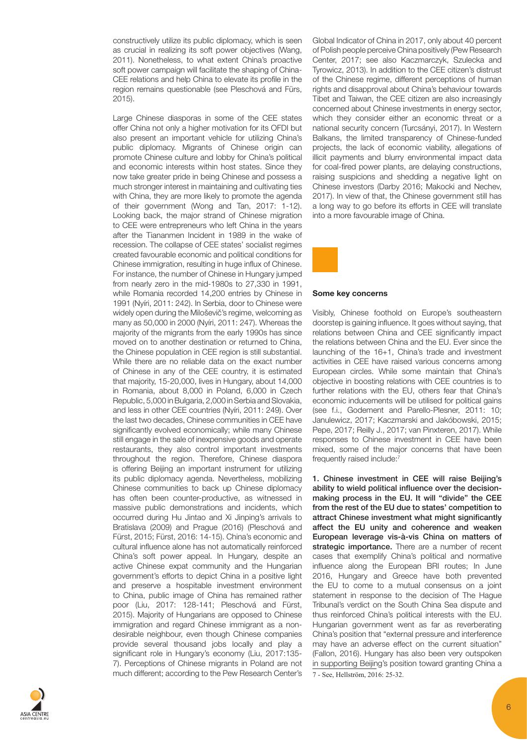constructively utilize its public diplomacy, which is seen as crucial in realizing its soft power objectives (Wang, 2011). Nonetheless, to what extent China's proactive soft power campaign will facilitate the shaping of China-CEE relations and help China to elevate its profile in the region remains questionable (see Pleschová and Fürs, 2015).

Large Chinese diasporas in some of the CEE states offer China not only a higher motivation for its OFDI but also present an important vehicle for utilizing China's public diplomacy. Migrants of Chinese origin can promote Chinese culture and lobby for China's political and economic interests within host states. Since they now take greater pride in being Chinese and possess a much stronger interest in maintaining and cultivating ties with China, they are more likely to promote the agenda of their government (Wong and Tan, 2017: 1-12). Looking back, the major strand of Chinese migration to CEE were entrepreneurs who left China in the years after the Tiananmen Incident in 1989 in the wake of recession. The collapse of CEE states' socialist regimes created favourable economic and political conditions for Chinese immigration, resulting in huge influx of Chinese. For instance, the number of Chinese in Hungary jumped from nearly zero in the mid-1980s to 27,330 in 1991, while Romania recorded 14,200 entries by Chinese in 1991 (Nyíri, 2011: 242). In Serbia, door to Chinese were widely open during the Miloševič's regime, welcoming as many as 50,000 in 2000 (Nyíri, 2011: 247). Whereas the majority of the migrants from the early 1990s has since moved on to another destination or returned to China, the Chinese population in CEE region is still substantial. While there are no reliable data on the exact number of Chinese in any of the CEE country, it is estimated that majority, 15-20,000, lives in Hungary, about 14,000 in Romania, about 8,000 in Poland, 6,000 in Czech Republic, 5,000 in Bulgaria, 2,000 in Serbia and Slovakia, and less in other CEE countries (Nyíri, 2011: 249). Over the last two decades, Chinese communities in CEE have significantly evolved economically; while many Chinese still engage in the sale of inexpensive goods and operate restaurants, they also control important investments throughout the region. Therefore, Chinese diaspora is offering Beijing an important instrument for utilizing its public diplomacy agenda. Nevertheless, mobilizing Chinese communities to back up Chinese diplomacy has often been counter-productive, as witnessed in massive public demonstrations and incidents, which occurred during Hu Jintao and Xi Jinping's arrivals to Bratislava (2009) and Prague (2016) (Pleschová and Fürst, 2015; Fürst, 2016: 14-15). China's economic and cultural influence alone has not automatically reinforced China's soft power appeal. In Hungary, despite an active Chinese expat community and the Hungarian government's efforts to depict China in a positive light and preserve a hospitable investment environment to China, public image of China has remained rather poor (Liu, 2017: 128-141; Pleschová and Fürst, 2015). Majority of Hungarians are opposed to Chinese immigration and regard Chinese immigrant as a non-desirable neighbour, even though Chinese companies provide several thousand jobs locally and play a significant role in Hungary's economy (Liu, 2017:135-7). Perceptions of Chinese migrants in Poland are not much different; according to the Pew Research Center's Global Indicator of China in 2017, only about 40 percent of Polish people perceive China positively (Pew Research Center, 2017; see also Kaczmarczyk, Szulecka and Tyrowicz, 2013). In addition to the CEE citizen's distrust of the Chinese regime, different perceptions of human rights and disapproval about China's behaviour towards Tibet and Taiwan, the CEE citizen are also increasingly concerned about Chinese investments in energy sector, which they consider either an economic threat or a national security concern (Turcsányi, 2017). In Western Balkans, the limited transparency of Chinese-funded projects, the lack of economic viability, allegations of illicit payments and blurry environmental impact data for coal-fired power plants, are delaying constructions, raising suspicions and shedding a negative light on Chinese investors (Darby 2016; Makocki and Nechev, 2017). In view of that, the Chinese government still has a long way to go before its efforts in CEE will translate into a more favourable image of China.

### Some key concerns

Visibly, Chinese foothold on Europe's southeastern doorstep is gaining influence. It goes without saying, that relations between China and CEE significantly impact the relations between China and the EU. Ever since the launching of the 16+1, China's trade and investment activities in CEE have raised various concerns among European circles. While some maintain that China's objective in boosting relations with CEE countries is to further relations with the EU, others fear that China's economic inducements will be utilised for political gains (see f.i., Godement and Parello-Plesner, 2011: 10; Janulewicz, 2017; Kaczmarski and Jakóbowski, 2015; Pepe, 2017; Reilly J., 2017; van Pinxteren, 2017). While responses to Chinese investment in CEE have been mixed, some of the major concerns that have been frequently raised include:[7]

**1. Chinese investment in CEE will raise Beijing's ability to wield political influence over the decision-making process in the EU. It will "divide" the CEE from the rest of the EU due to states' competition to attract Chinese investment what might significantly affect the EU unity and coherence and weaken European leverage vis-à-vis China on matters of strategic importance.** There are a number of recent cases that exemplify China's political and normative influence along the European BRI routes; In June 2016, Hungary and Greece have both prevented the EU to come to a mutual consensus on a joint statement in response to the decision of The Hague Tribunal's verdict on the South China Sea dispute and thus reinforced China's political interests with the EU. Hungarian government went as far as reverberating China's position that "external pressure and interference may have an adverse effect on the current situation" (Fallon, 2016). Hungary has also been very outspoken in supporting Beijing's position toward granting China a

7 - See, Hellström, 2016: 25-32.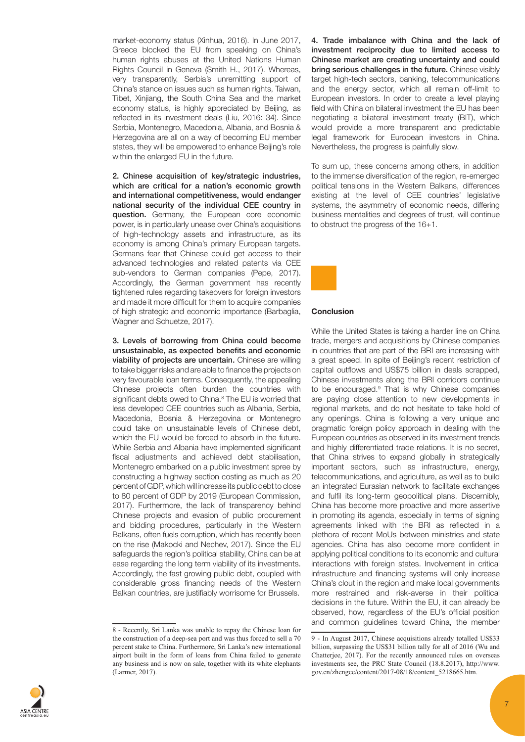market-economy status (Xinhua, 2016). In June 2017, Greece blocked the EU from speaking on China's human rights abuses at the United Nations Human Rights Council in Geneva (Smith H., 2017). Whereas, very transparently, Serbia's unremitting support of China's stance on issues such as human rights, Taiwan, Tibet, Xinjiang, the South China Sea and the market economy status, is highly appreciated by Beijing, as reflected in its investment deals (Liu, 2016: 34). Since Serbia, Montenegro, Macedonia, Albania, and Bosnia & Herzegovina are all on a way of becoming EU member states, they will be empowered to enhance Beijing's role within the enlarged EU in the future.

**2. Chinese acquisition of key/strategic industries, which are critical for a nation's economic growth and international competitiveness, would endanger national security of the individual CEE country in question.** Germany, the European core economic power, is in particularly unease over China's acquisitions of high-technology assets and infrastructure, as its economy is among China's primary European targets. Germans fear that Chinese could get access to their advanced technologies and related patents via CEE sub-vendors to German companies (Pepe, 2017). Accordingly, the German government has recently tightened rules regarding takeovers for foreign investors and made it more difficult for them to acquire companies of high strategic and economic importance (Barbaglia, Wagner and Schuetze, 2017).

**3. Levels of borrowing from China could become unsustainable, as expected benefits and economic viability of projects are uncertain.** Chinese are willing to take bigger risks and are able to finance the projects on very favourable loan terms. Consequently, the appealing Chinese projects often burden the countries with significant debts owed to China.[8] The EU is worried that less developed CEE countries such as Albania, Serbia, Macedonia, Bosnia & Herzegovina or Montenegro could take on unsustainable levels of Chinese debt, which the EU would be forced to absorb in the future. While Serbia and Albania have implemented significant fiscal adjustments and achieved debt stabilisation, Montenegro embarked on a public investment spree by constructing a highway section costing as much as 20 percent of GDP, which will increase its public debt to close to 80 percent of GDP by 2019 (European Commission, 2017). Furthermore, the lack of transparency behind Chinese projects and evasion of public procurement and bidding procedures, particularly in the Western Balkans, often fuels corruption, which has recently been on the rise (Makocki and Nechev, 2017). Since the EU safeguards the region's political stability, China can be at ease regarding the long term viability of its investments. Accordingly, the fast growing public debt, coupled with considerable gross financing needs of the Western Balkan countries, are justifiably worrisome for Brussels.

**4. Trade imbalance with China and the lack of investment reciprocity due to limited access to Chinese market are creating uncertainty and could bring serious challenges in the future.** Chinese visibly target high-tech sectors, banking, telecommunications and the energy sector, which all remain off-limit to European investors. In order to create a level playing field with China on bilateral investment the EU has been negotiating a bilateral investment treaty (BIT), which would provide a more transparent and predictable legal framework for European investors in China. Nevertheless, the progress is painfully slow.

To sum up, these concerns among others, in addition to the immense diversification of the region, re-emerged political tensions in the Western Balkans, differences existing at the level of CEE countries' legislative systems, the asymmetry of economic needs, differing business mentalities and degrees of trust, will continue to obstruct the progress of the 16+1.

## Conclusion

While the United States is taking a harder line on China trade, mergers and acquisitions by Chinese companies in countries that are part of the BRI are increasing with a great speed. In spite of Beijing's recent restriction of capital outflows and US$75 billion in deals scrapped, Chinese investments along the BRI corridors continue to be encouraged.[9] That is why Chinese companies are paying close attention to new developments in regional markets, and do not hesitate to take hold of any openings. China is following a very unique and pragmatic foreign policy approach in dealing with the European countries as observed in its investment trends and highly differentiated trade relations. It is no secret, that China strives to expand globally in strategically important sectors, such as infrastructure, energy, telecommunications, and agriculture, as well as to build an integrated Eurasian network to facilitate exchanges and fulfil its long-term geopolitical plans. Discernibly, China has become more proactive and more assertive in promoting its agenda, especially in terms of signing agreements linked with the BRI as reflected in a plethora of recent MoUs between ministries and state agencies. China has also become more confident in applying political conditions to its economic and cultural interactions with foreign states. Involvement in critical infrastructure and financing systems will only increase China's clout in the region and make local governments more restrained and risk-averse in their political decisions in the future. Within the EU, it can already be observed, how, regardless of the EU's official position and common guidelines toward China, the member

---

8 - Recently, Sri Lanka was unable to repay the Chinese loan for the construction of a deep-sea port and was thus forced to sell a 70 percent stake to China. Furthermore, Sri Lanka's new international airport built in the form of loans from China failed to generate any business and is now on sale, together with its white elephants (Larmer, 2017).

9 - In August 2017, Chinese acquisitions already totalled US$33 billion, surpassing the US$31 billion tally for all of 2016 (Wu and Chatterjee, 2017). For the recently announced rules on overseas investments see, the PRC State Council (18.8.2017), http://www.gov.cn/zhengce/content/2017-08/18/content_5218665.htm.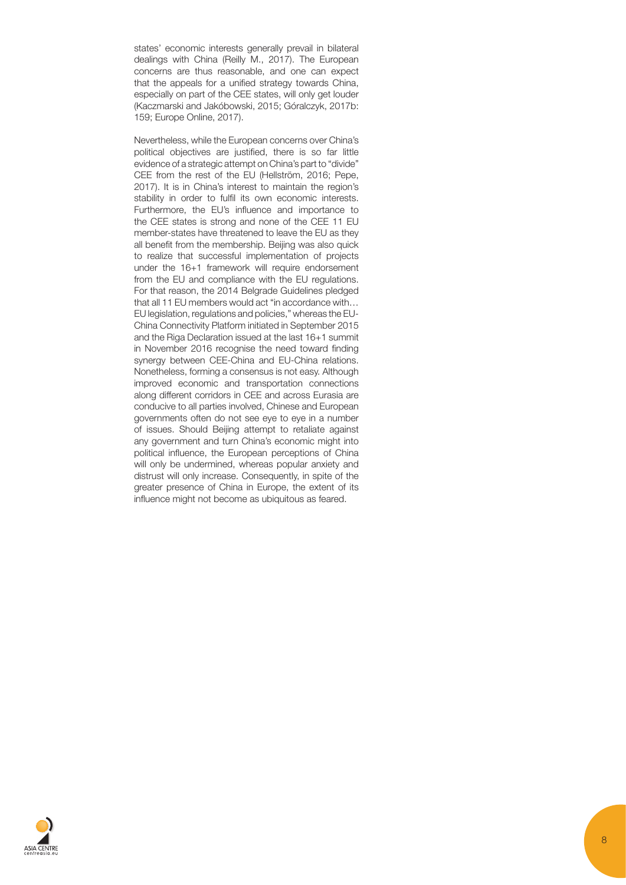states' economic interests generally prevail in bilateral dealings with China (Reilly M., 2017). The European concerns are thus reasonable, and one can expect that the appeals for a unified strategy towards China, especially on part of the CEE states, will only get louder (Kaczmarski and Jakóbowski, 2015; Góralczyk, 2017b: 159; Europe Online, 2017).

Nevertheless, while the European concerns over China's political objectives are justified, there is so far little evidence of a strategic attempt on China's part to "divide" CEE from the rest of the EU (Hellström, 2016; Pepe, 2017). It is in China's interest to maintain the region's stability in order to fulfil its own economic interests. Furthermore, the EU's influence and importance to the CEE states is strong and none of the CEE 11 EU member-states have threatened to leave the EU as they all benefit from the membership. Beijing was also quick to realize that successful implementation of projects under the 16+1 framework will require endorsement from the EU and compliance with the EU regulations. For that reason, the 2014 Belgrade Guidelines pledged that all 11 EU members would act "in accordance with… EU legislation, regulations and policies," whereas the EU-China Connectivity Platform initiated in September 2015 and the Riga Declaration issued at the last 16+1 summit in November 2016 recognise the need toward finding synergy between CEE-China and EU-China relations. Nonetheless, forming a consensus is not easy. Although improved economic and transportation connections along different corridors in CEE and across Eurasia are conducive to all parties involved, Chinese and European governments often do not see eye to eye in a number of issues. Should Beijing attempt to retaliate against any government and turn China's economic might into political influence, the European perceptions of China will only be undermined, whereas popular anxiety and distrust will only increase. Consequently, in spite of the greater presence of China in Europe, the extent of its influence might not become as ubiquitous as feared.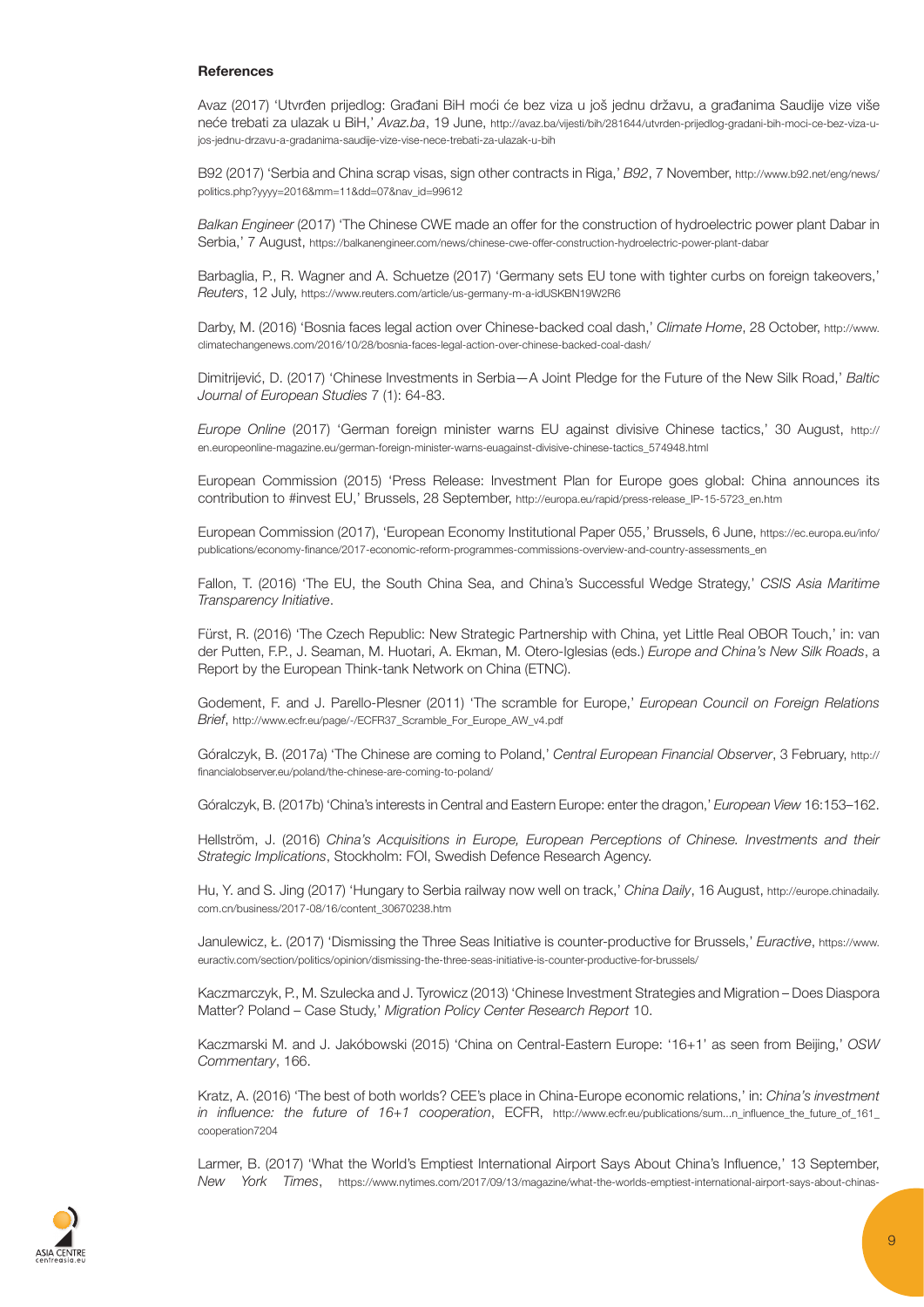**References**

Avaz (2017) 'Utvrđen prijedlog: Građani BiH moći će bez viza u još jednu državu, a građanima Saudije vize više neće trebati za ulazak u BiH,' *Avaz.ba*, 19 June, http://avaz.ba/vijesti/bih/281644/utvrden-prijedlog-gradani-bih-moci-ce-bez-viza-u-jos-jednu-drzavu-a-gradanima-saudije-vize-vise-nece-trebati-za-ulazak-u-bih

B92 (2017) 'Serbia and China scrap visas, sign other contracts in Riga,' *B92*, 7 November, http://www.b92.net/eng/news/politics.php?yyyy=2016&mm=11&dd=07&nav_id=99612

*Balkan Engineer* (2017) 'The Chinese CWE made an offer for the construction of hydroelectric power plant Dabar in Serbia,' 7 August, https://balkanengineer.com/news/chinese-cwe-offer-construction-hydroelectric-power-plant-dabar

Barbaglia, P., R. Wagner and A. Schuetze (2017) 'Germany sets EU tone with tighter curbs on foreign takeovers,' *Reuters*, 12 July, https://www.reuters.com/article/us-germany-m-a-idUSKBN19W2R6

Darby, M. (2016) 'Bosnia faces legal action over Chinese-backed coal dash,' *Climate Home*, 28 October, http://www.climatechangenews.com/2016/10/28/bosnia-faces-legal-action-over-chinese-backed-coal-dash/

Dimitrijević, D. (2017) 'Chinese Investments in Serbia—A Joint Pledge for the Future of the New Silk Road,' *Baltic Journal of European Studies* 7 (1): 64-83.

*Europe Online* (2017) 'German foreign minister warns EU against divisive Chinese tactics,' 30 August, http://en.europeonline-magazine.eu/german-foreign-minister-warns-euagainst-divisive-chinese-tactics_574948.html

European Commission (2015) 'Press Release: Investment Plan for Europe goes global: China announces its contribution to #invest EU,' Brussels, 28 September, http://europa.eu/rapid/press-release_IP-15-5723_en.htm

European Commission (2017), 'European Economy Institutional Paper 055,' Brussels, 6 June, https://ec.europa.eu/info/publications/economy-finance/2017-economic-reform-programmes-commissions-overview-and-country-assessments_en

Fallon, T. (2016) 'The EU, the South China Sea, and China's Successful Wedge Strategy,' *CSIS Asia Maritime Transparency Initiative*.

Fürst, R. (2016) 'The Czech Republic: New Strategic Partnership with China, yet Little Real OBOR Touch,' in: van der Putten, F.P., J. Seaman, M. Huotari, A. Ekman, M. Otero-Iglesias (eds.) *Europe and China's New Silk Roads*, a Report by the European Think-tank Network on China (ETNC).

Godement, F. and J. Parello-Plesner (2011) 'The scramble for Europe,' *European Council on Foreign Relations Brief*, http://www.ecfr.eu/page/-/ECFR37_Scramble_For_Europe_AW_v4.pdf

Góralczyk, B. (2017a) 'The Chinese are coming to Poland,' *Central European Financial Observer*, 3 February, http://financialobserver.eu/poland/the-chinese-are-coming-to-poland/

Góralczyk, B. (2017b) 'China's interests in Central and Eastern Europe: enter the dragon,' *European View* 16:153–162.

Hellström, J. (2016) *China's Acquisitions in Europe, European Perceptions of Chinese. Investments and their Strategic Implications*, Stockholm: FOI, Swedish Defence Research Agency.

Hu, Y. and S. Jing (2017) 'Hungary to Serbia railway now well on track,' *China Daily*, 16 August, http://europe.chinadaily.com.cn/business/2017-08/16/content_30670238.htm

Janulewicz, Ł. (2017) 'Dismissing the Three Seas Initiative is counter-productive for Brussels,' *Euractive*, https://www.euractiv.com/section/politics/opinion/dismissing-the-three-seas-initiative-is-counter-productive-for-brussels/

Kaczmarczyk, P., M. Szulecka and J. Tyrowicz (2013) 'Chinese Investment Strategies and Migration – Does Diaspora Matter? Poland – Case Study,' *Migration Policy Center Research Report* 10.

Kaczmarski M. and J. Jakóbowski (2015) 'China on Central-Eastern Europe: '16+1' as seen from Beijing,' *OSW Commentary*, 166.

Kratz, A. (2016) 'The best of both worlds? CEE's place in China-Europe economic relations,' in: *China's investment in influence: the future of 16+1 cooperation*, ECFR, http://www.ecfr.eu/publications/sum...n_influence_the_future_of_161_cooperation7204

Larmer, B. (2017) 'What the World's Emptiest International Airport Says About China's Influence,' 13 September, *New York Times*, https://www.nytimes.com/2017/09/13/magazine/what-the-worlds-emptiest-international-airport-says-about-chinas-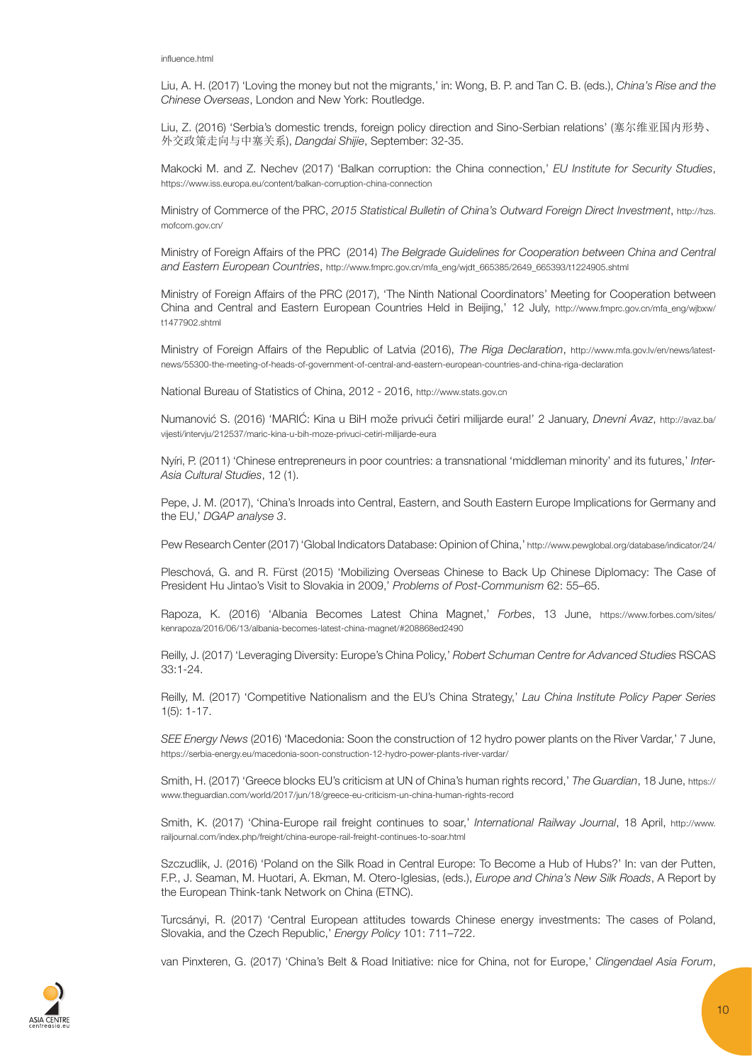influence.html

Liu, A. H. (2017) 'Loving the money but not the migrants,' in: Wong, B. P. and Tan C. B. (eds.), *China's Rise and the Chinese Overseas*, London and New York: Routledge.

Liu, Z. (2016) 'Serbia's domestic trends, foreign policy direction and Sino-Serbian relations' (塞尔维亚国内形势、外交政策走向与中塞关系), *Dangdai Shijie*, September: 32-35.

Makocki M. and Z. Nechev (2017) 'Balkan corruption: the China connection,' *EU Institute for Security Studies*, https://www.iss.europa.eu/content/balkan-corruption-china-connection

Ministry of Commerce of the PRC, *2015 Statistical Bulletin of China's Outward Foreign Direct Investment*, http://hzs.mofcom.gov.cn/

Ministry of Foreign Affairs of the PRC (2014) *The Belgrade Guidelines for Cooperation between China and Central and Eastern European Countries*, http://www.fmprc.gov.cn/mfa_eng/wjdt_665385/2649_665393/t1224905.shtml

Ministry of Foreign Affairs of the PRC (2017), 'The Ninth National Coordinators' Meeting for Cooperation between China and Central and Eastern European Countries Held in Beijing,' 12 July, http://www.fmprc.gov.cn/mfa_eng/wjbxw/t1477902.shtml

Ministry of Foreign Affairs of the Republic of Latvia (2016), *The Riga Declaration*, http://www.mfa.gov.lv/en/news/latest-news/55300-the-meeting-of-heads-of-government-of-central-and-eastern-european-countries-and-china-riga-declaration

National Bureau of Statistics of China, 2012 - 2016, http://www.stats.gov.cn

Numanović S. (2016) 'MARIĆ: Kina u BiH može privući četiri milijarde eura!' 2 January, *Dnevni Avaz*, http://avaz.ba/vijesti/intervju/212537/maric-kina-u-bih-moze-privuci-cetiri-milijarde-eura

Nyíri, P. (2011) 'Chinese entrepreneurs in poor countries: a transnational 'middleman minority' and its futures,' *Inter-Asia Cultural Studies*, 12 (1).

Pepe, J. M. (2017), 'China's Inroads into Central, Eastern, and South Eastern Europe Implications for Germany and the EU,' *DGAP analyse 3*.

Pew Research Center (2017) 'Global Indicators Database: Opinion of China,' http://www.pewglobal.org/database/indicator/24/

Pleschová, G. and R. Fürst (2015) 'Mobilizing Overseas Chinese to Back Up Chinese Diplomacy: The Case of President Hu Jintao's Visit to Slovakia in 2009,' *Problems of Post-Communism* 62: 55–65.

Rapoza, K. (2016) 'Albania Becomes Latest China Magnet,' *Forbes*, 13 June, https://www.forbes.com/sites/kenrapoza/2016/06/13/albania-becomes-latest-china-magnet/#208868ed2490

Reilly, J. (2017) 'Leveraging Diversity: Europe's China Policy,' *Robert Schuman Centre for Advanced Studies* RSCAS 33:1-24.

Reilly, M. (2017) 'Competitive Nationalism and the EU's China Strategy,' *Lau China Institute Policy Paper Series* 1(5): 1-17.

*SEE Energy News* (2016) 'Macedonia: Soon the construction of 12 hydro power plants on the River Vardar,' 7 June, https://serbia-energy.eu/macedonia-soon-construction-12-hydro-power-plants-river-vardar/

Smith, H. (2017) 'Greece blocks EU's criticism at UN of China's human rights record,' *The Guardian*, 18 June, https://www.theguardian.com/world/2017/jun/18/greece-eu-criticism-un-china-human-rights-record

Smith, K. (2017) 'China-Europe rail freight continues to soar,' *International Railway Journal*, 18 April, http://www.railjournal.com/index.php/freight/china-europe-rail-freight-continues-to-soar.html

Szczudlik, J. (2016) 'Poland on the Silk Road in Central Europe: To Become a Hub of Hubs?' In: van der Putten, F.P., J. Seaman, M. Huotari, A. Ekman, M. Otero-Iglesias, (eds.), *Europe and China's New Silk Roads*, A Report by the European Think-tank Network on China (ETNC).

Turcsányi, R. (2017) 'Central European attitudes towards Chinese energy investments: The cases of Poland, Slovakia, and the Czech Republic,' *Energy Policy* 101: 711–722.

van Pinxteren, G. (2017) 'China's Belt & Road Initiative: nice for China, not for Europe,' *Clingendael Asia Forum*,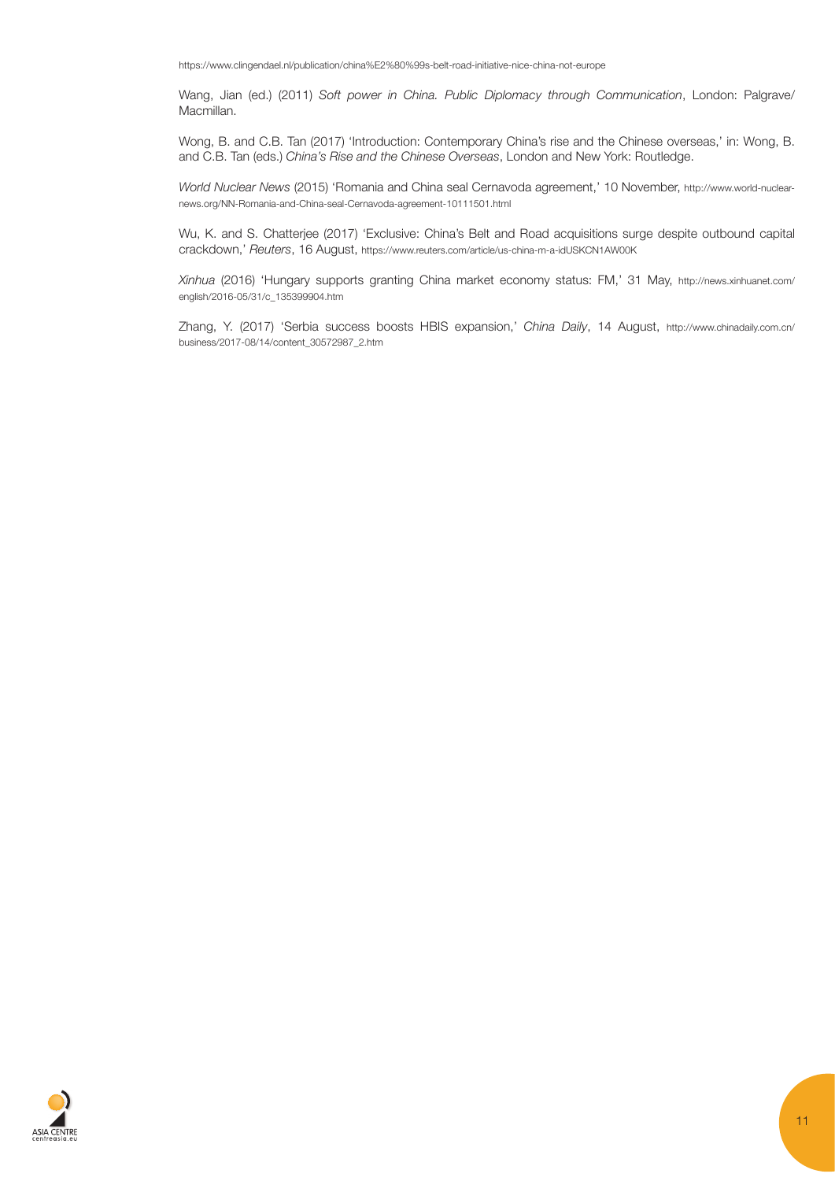https://www.clingendael.nl/publication/china%E2%80%99s-belt-road-initiative-nice-china-not-europe

Wang, Jian (ed.) (2011) *Soft power in China. Public Diplomacy through Communication*, London: Palgrave/ Macmillan.

Wong, B. and C.B. Tan (2017) 'Introduction: Contemporary China's rise and the Chinese overseas,' in: Wong, B. and C.B. Tan (eds.) *China's Rise and the Chinese Overseas*, London and New York: Routledge.

*World Nuclear News* (2015) 'Romania and China seal Cernavoda agreement,' 10 November, http://www.world-nuclear-news.org/NN-Romania-and-China-seal-Cernavoda-agreement-10111501.html

Wu, K. and S. Chatterjee (2017) 'Exclusive: China's Belt and Road acquisitions surge despite outbound capital crackdown,' *Reuters*, 16 August, https://www.reuters.com/article/us-china-m-a-idUSKCN1AW00K

*Xinhua* (2016) 'Hungary supports granting China market economy status: FM,' 31 May, http://news.xinhuanet.com/english/2016-05/31/c_135399904.htm

Zhang, Y. (2017) 'Serbia success boosts HBIS expansion,' *China Daily*, 14 August, http://www.chinadaily.com.cn/business/2017-08/14/content_30572987_2.htm